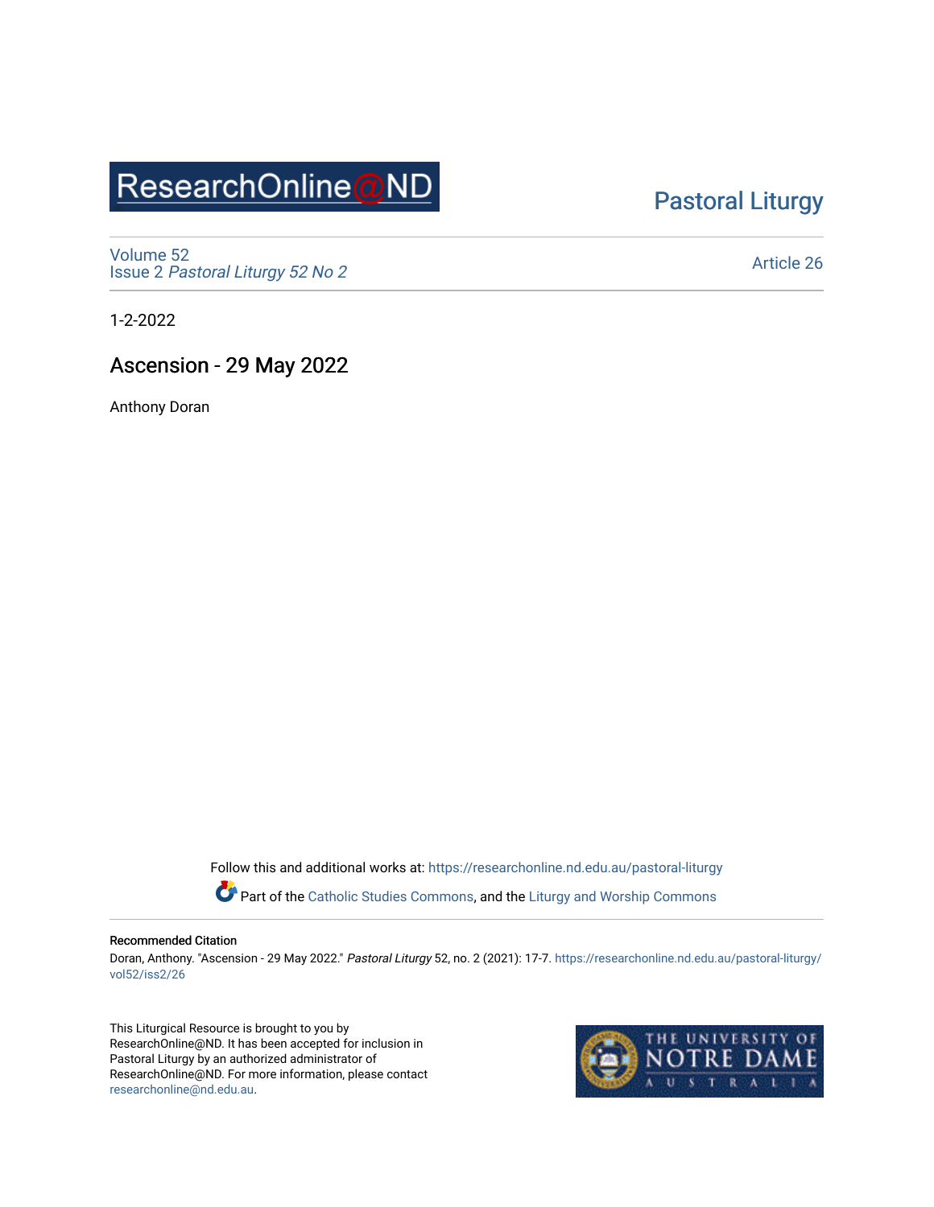ResearchOnline@ND

Pastoral Liturgy

Volume 52
Issue 2 *Pastoral Liturgy 52 No 2*

Article 26

1-2-2022

# Ascension - 29 May 2022

Anthony Doran

Follow this and additional works at: https://researchonline.nd.edu.au/pastoral-liturgy

Part of the Catholic Studies Commons, and the Liturgy and Worship Commons

### Recommended Citation

Doran, Anthony. "Ascension - 29 May 2022." *Pastoral Liturgy* 52, no. 2 (2021): 17-7. https://researchonline.nd.edu.au/pastoral-liturgy/vol52/iss2/26

This Liturgical Resource is brought to you by ResearchOnline@ND. It has been accepted for inclusion in Pastoral Liturgy by an authorized administrator of ResearchOnline@ND. For more information, please contact researchonline@nd.edu.au.

THE UNIVERSITY OF NOTRE DAME AUSTRALIA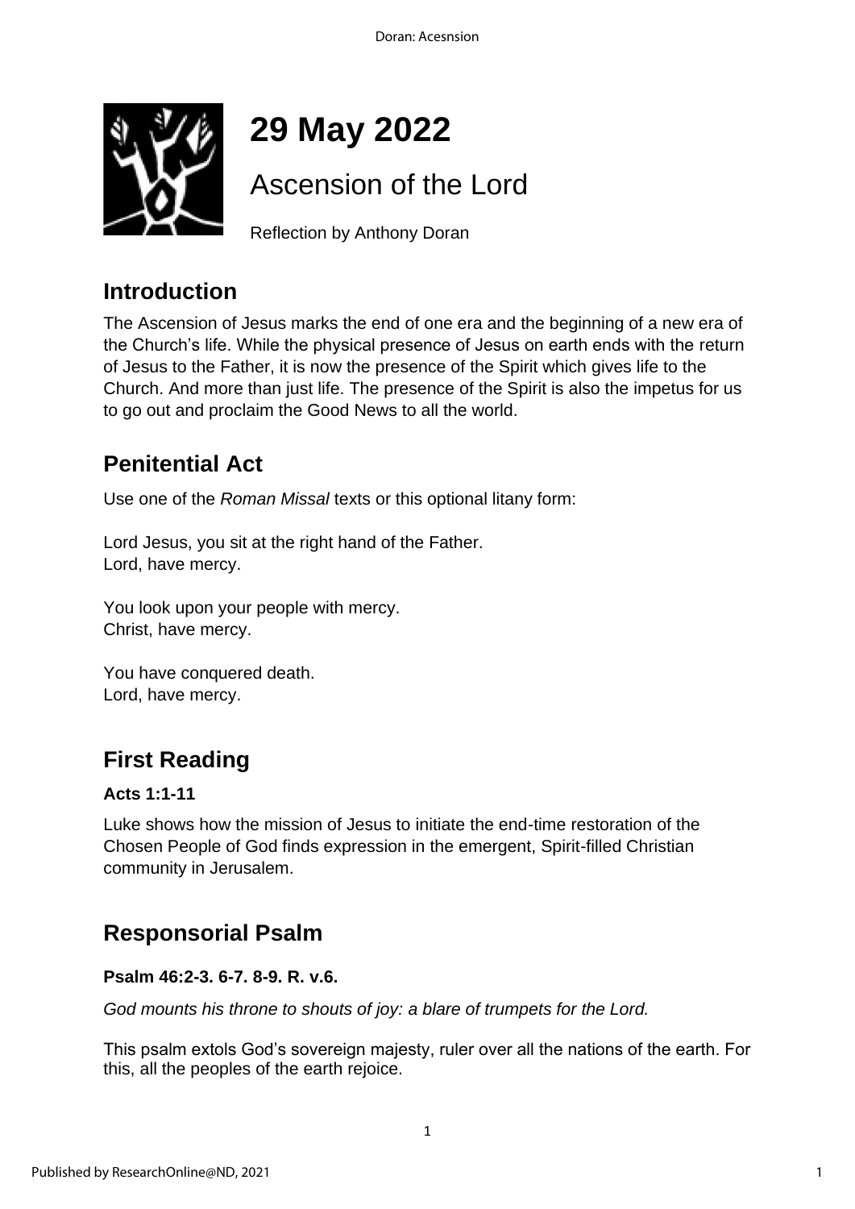# 29 May 2022

## Ascension of the Lord

Reflection by Anthony Doran

## Introduction

The Ascension of Jesus marks the end of one era and the beginning of a new era of the Church's life. While the physical presence of Jesus on earth ends with the return of Jesus to the Father, it is now the presence of the Spirit which gives life to the Church. And more than just life. The presence of the Spirit is also the impetus for us to go out and proclaim the Good News to all the world.

## Penitential Act

Use one of the *Roman Missal* texts or this optional litany form:

Lord Jesus, you sit at the right hand of the Father.
Lord, have mercy.

You look upon your people with mercy.
Christ, have mercy.

You have conquered death.
Lord, have mercy.

## First Reading

**Acts 1:1-11**

Luke shows how the mission of Jesus to initiate the end-time restoration of the Chosen People of God finds expression in the emergent, Spirit-filled Christian community in Jerusalem.

## Responsorial Psalm

**Psalm 46:2-3. 6-7. 8-9. R. v.6.**

*God mounts his throne to shouts of joy: a blare of trumpets for the Lord.*

This psalm extols God's sovereign majesty, ruler over all the nations of the earth. For this, all the peoples of the earth rejoice.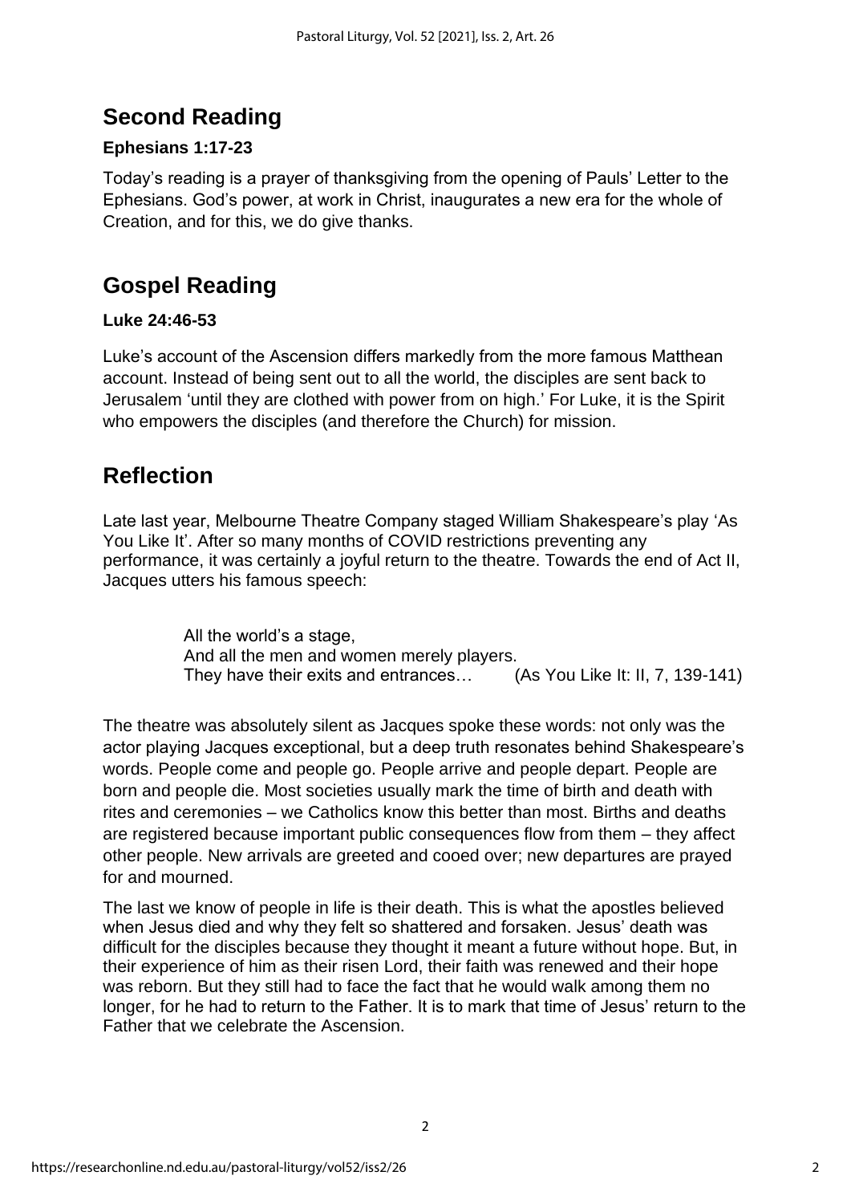## Second Reading

### Ephesians 1:17-23

Today's reading is a prayer of thanksgiving from the opening of Pauls' Letter to the Ephesians. God's power, at work in Christ, inaugurates a new era for the whole of Creation, and for this, we do give thanks.

## Gospel Reading

### Luke 24:46-53

Luke's account of the Ascension differs markedly from the more famous Matthean account. Instead of being sent out to all the world, the disciples are sent back to Jerusalem 'until they are clothed with power from on high.' For Luke, it is the Spirit who empowers the disciples (and therefore the Church) for mission.

## Reflection

Late last year, Melbourne Theatre Company staged William Shakespeare's play 'As You Like It'. After so many months of COVID restrictions preventing any performance, it was certainly a joyful return to the theatre. Towards the end of Act II, Jacques utters his famous speech:

> All the world's a stage,
> And all the men and women merely players.
> They have their exits and entrances… (As You Like It: II, 7, 139-141)

The theatre was absolutely silent as Jacques spoke these words: not only was the actor playing Jacques exceptional, but a deep truth resonates behind Shakespeare's words. People come and people go. People arrive and people depart. People are born and people die. Most societies usually mark the time of birth and death with rites and ceremonies – we Catholics know this better than most. Births and deaths are registered because important public consequences flow from them – they affect other people. New arrivals are greeted and cooed over; new departures are prayed for and mourned.

The last we know of people in life is their death. This is what the apostles believed when Jesus died and why they felt so shattered and forsaken. Jesus' death was difficult for the disciples because they thought it meant a future without hope. But, in their experience of him as their risen Lord, their faith was renewed and their hope was reborn. But they still had to face the fact that he would walk among them no longer, for he had to return to the Father. It is to mark that time of Jesus' return to the Father that we celebrate the Ascension.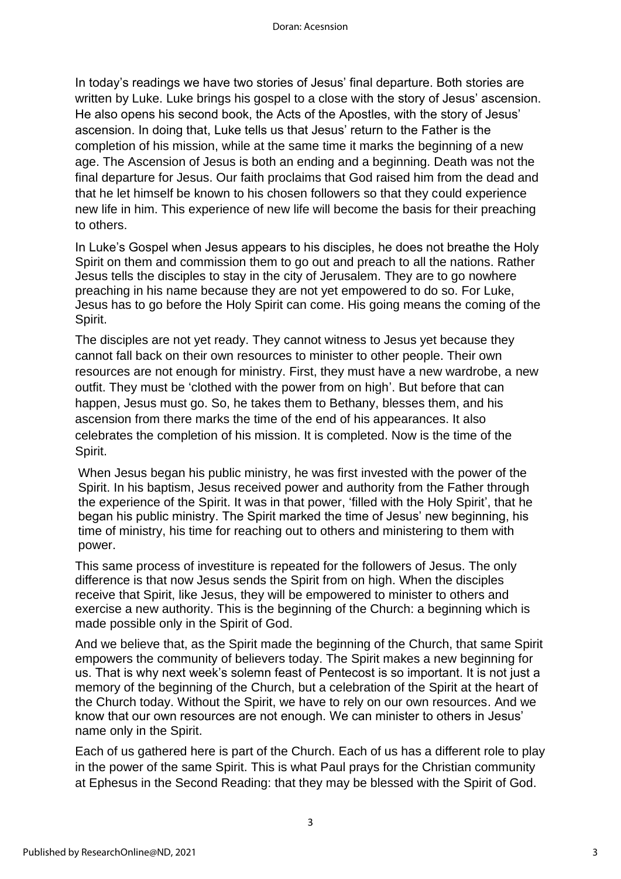In today's readings we have two stories of Jesus' final departure. Both stories are written by Luke. Luke brings his gospel to a close with the story of Jesus' ascension. He also opens his second book, the Acts of the Apostles, with the story of Jesus' ascension. In doing that, Luke tells us that Jesus' return to the Father is the completion of his mission, while at the same time it marks the beginning of a new age. The Ascension of Jesus is both an ending and a beginning. Death was not the final departure for Jesus. Our faith proclaims that God raised him from the dead and that he let himself be known to his chosen followers so that they could experience new life in him. This experience of new life will become the basis for their preaching to others.

In Luke's Gospel when Jesus appears to his disciples, he does not breathe the Holy Spirit on them and commission them to go out and preach to all the nations. Rather Jesus tells the disciples to stay in the city of Jerusalem. They are to go nowhere preaching in his name because they are not yet empowered to do so. For Luke, Jesus has to go before the Holy Spirit can come. His going means the coming of the Spirit.

The disciples are not yet ready. They cannot witness to Jesus yet because they cannot fall back on their own resources to minister to other people. Their own resources are not enough for ministry. First, they must have a new wardrobe, a new outfit. They must be 'clothed with the power from on high'. But before that can happen, Jesus must go. So, he takes them to Bethany, blesses them, and his ascension from there marks the time of the end of his appearances. It also celebrates the completion of his mission. It is completed. Now is the time of the Spirit.

When Jesus began his public ministry, he was first invested with the power of the Spirit. In his baptism, Jesus received power and authority from the Father through the experience of the Spirit. It was in that power, 'filled with the Holy Spirit', that he began his public ministry. The Spirit marked the time of Jesus' new beginning, his time of ministry, his time for reaching out to others and ministering to them with power.

This same process of investiture is repeated for the followers of Jesus. The only difference is that now Jesus sends the Spirit from on high. When the disciples receive that Spirit, like Jesus, they will be empowered to minister to others and exercise a new authority. This is the beginning of the Church: a beginning which is made possible only in the Spirit of God.

And we believe that, as the Spirit made the beginning of the Church, that same Spirit empowers the community of believers today. The Spirit makes a new beginning for us. That is why next week's solemn feast of Pentecost is so important. It is not just a memory of the beginning of the Church, but a celebration of the Spirit at the heart of the Church today. Without the Spirit, we have to rely on our own resources. And we know that our own resources are not enough. We can minister to others in Jesus' name only in the Spirit.

Each of us gathered here is part of the Church. Each of us has a different role to play in the power of the same Spirit. This is what Paul prays for the Christian community at Ephesus in the Second Reading: that they may be blessed with the Spirit of God.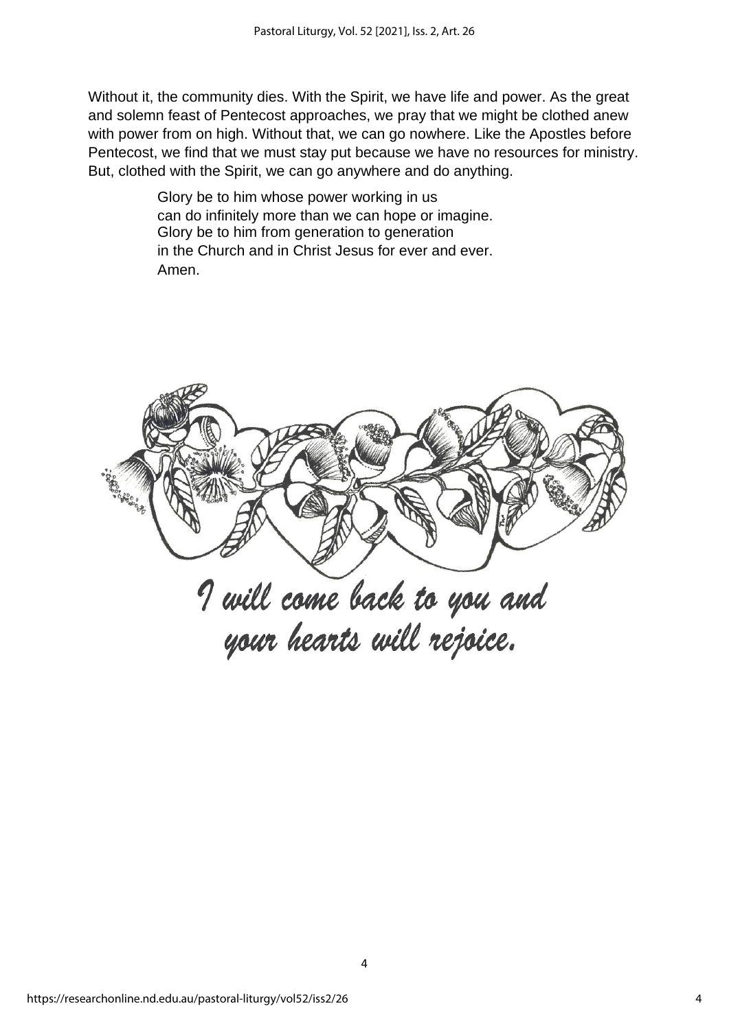Without it, the community dies. With the Spirit, we have life and power. As the great and solemn feast of Pentecost approaches, we pray that we might be clothed anew with power from on high. Without that, we can go nowhere. Like the Apostles before Pentecost, we find that we must stay put because we have no resources for ministry. But, clothed with the Spirit, we can go anywhere and do anything.

> Glory be to him whose power working in us
> can do infinitely more than we can hope or imagine.
> Glory be to him from generation to generation
> in the Church and in Christ Jesus for ever and ever.
> Amen.

*I will come back to you and your hearts will rejoice.*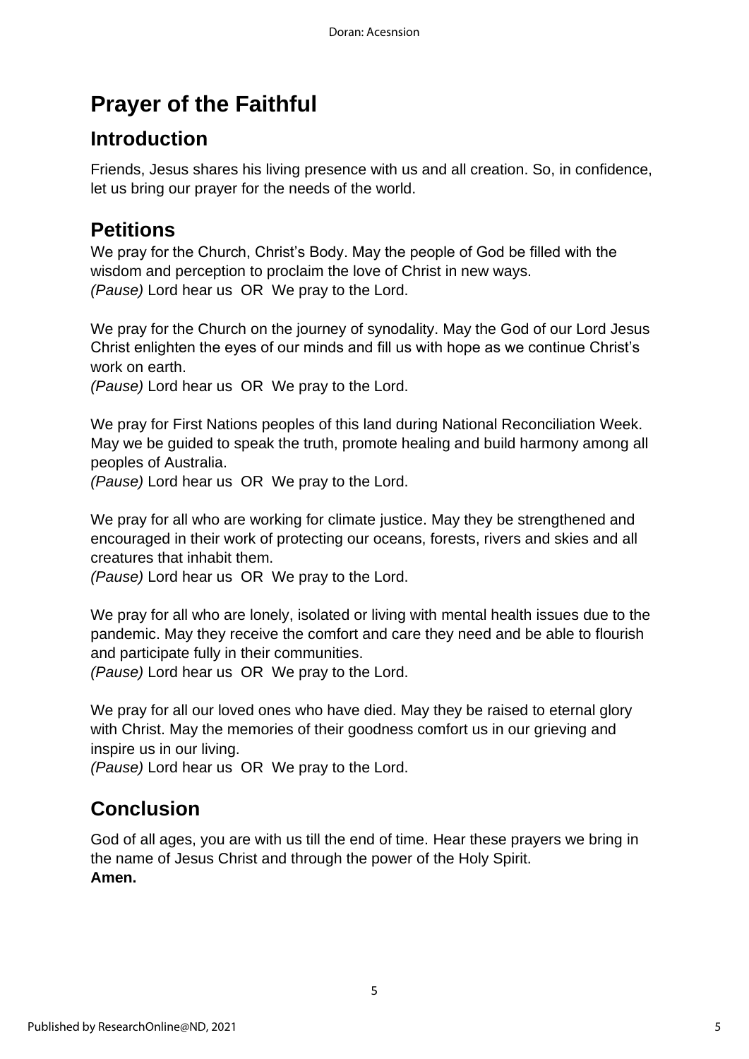# Prayer of the Faithful

## Introduction

Friends, Jesus shares his living presence with us and all creation. So, in confidence, let us bring our prayer for the needs of the world.

## Petitions

We pray for the Church, Christ's Body. May the people of God be filled with the wisdom and perception to proclaim the love of Christ in new ways.
*(Pause)* Lord hear us OR We pray to the Lord.

We pray for the Church on the journey of synodality. May the God of our Lord Jesus Christ enlighten the eyes of our minds and fill us with hope as we continue Christ's work on earth.
*(Pause)* Lord hear us OR We pray to the Lord.

We pray for First Nations peoples of this land during National Reconciliation Week. May we be guided to speak the truth, promote healing and build harmony among all peoples of Australia.
*(Pause)* Lord hear us OR We pray to the Lord.

We pray for all who are working for climate justice. May they be strengthened and encouraged in their work of protecting our oceans, forests, rivers and skies and all creatures that inhabit them.
*(Pause)* Lord hear us OR We pray to the Lord.

We pray for all who are lonely, isolated or living with mental health issues due to the pandemic. May they receive the comfort and care they need and be able to flourish and participate fully in their communities.
*(Pause)* Lord hear us OR We pray to the Lord.

We pray for all our loved ones who have died. May they be raised to eternal glory with Christ. May the memories of their goodness comfort us in our grieving and inspire us in our living.
*(Pause)* Lord hear us OR We pray to the Lord.

## Conclusion

God of all ages, you are with us till the end of time. Hear these prayers we bring in the name of Jesus Christ and through the power of the Holy Spirit.
**Amen.**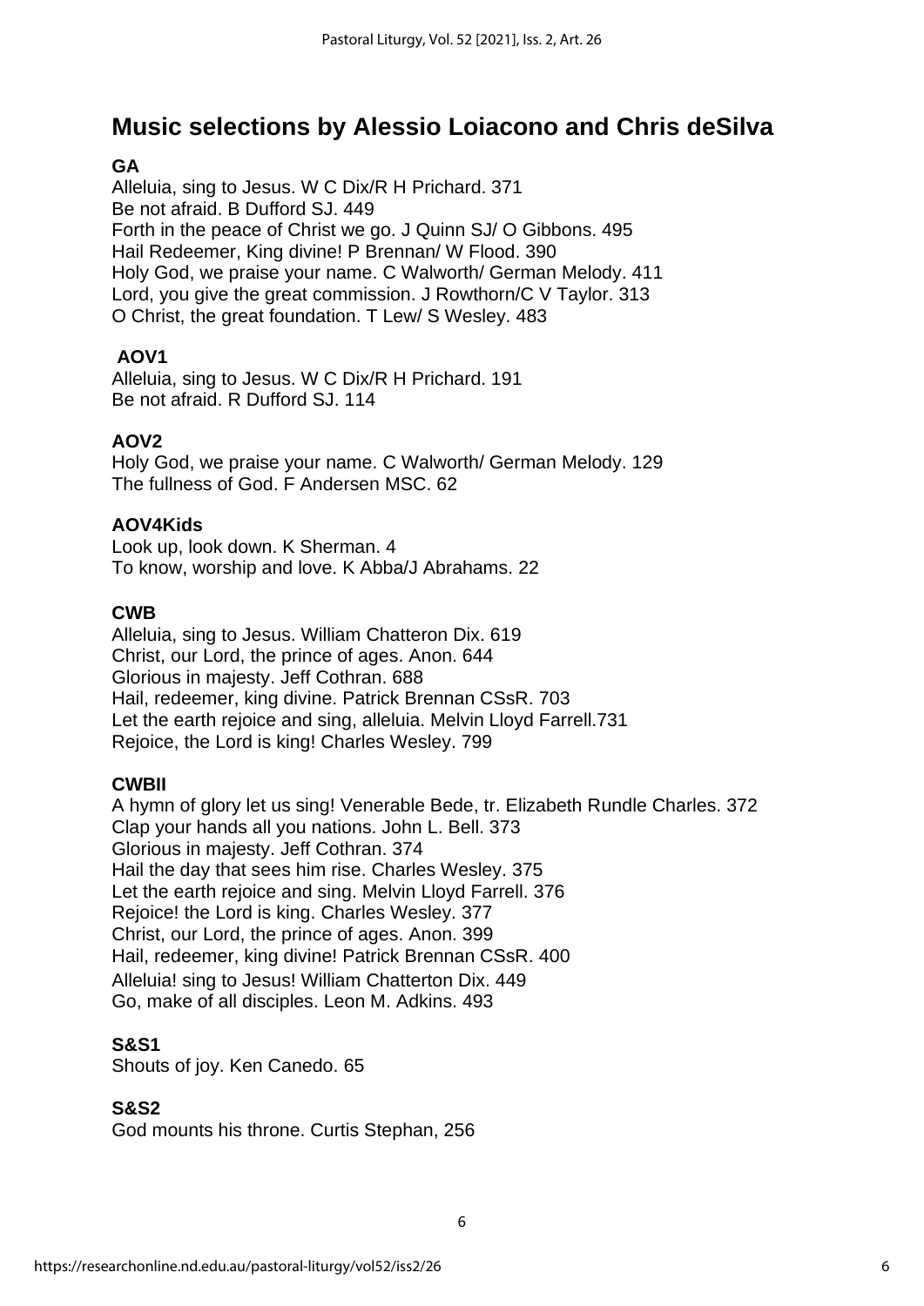## Music selections by Alessio Loiacono and Chris deSilva

**GA**

Alleluia, sing to Jesus. W C Dix/R H Prichard. 371
Be not afraid. B Dufford SJ. 449
Forth in the peace of Christ we go. J Quinn SJ/ O Gibbons. 495
Hail Redeemer, King divine! P Brennan/ W Flood. 390
Holy God, we praise your name. C Walworth/ German Melody. 411
Lord, you give the great commission. J Rowthorn/C V Taylor. 313
O Christ, the great foundation. T Lew/ S Wesley. 483

**AOV1**

Alleluia, sing to Jesus. W C Dix/R H Prichard. 191
Be not afraid. R Dufford SJ. 114

**AOV2**

Holy God, we praise your name. C Walworth/ German Melody. 129
The fullness of God. F Andersen MSC. 62

**AOV4Kids**

Look up, look down. K Sherman. 4
To know, worship and love. K Abba/J Abrahams. 22

**CWB**

Alleluia, sing to Jesus. William Chatteron Dix. 619
Christ, our Lord, the prince of ages. Anon. 644
Glorious in majesty. Jeff Cothran. 688
Hail, redeemer, king divine. Patrick Brennan CSsR. 703
Let the earth rejoice and sing, alleluia. Melvin Lloyd Farrell.731
Rejoice, the Lord is king! Charles Wesley. 799

**CWBII**

A hymn of glory let us sing! Venerable Bede, tr. Elizabeth Rundle Charles. 372
Clap your hands all you nations. John L. Bell. 373
Glorious in majesty. Jeff Cothran. 374
Hail the day that sees him rise. Charles Wesley. 375
Let the earth rejoice and sing. Melvin Lloyd Farrell. 376
Rejoice! the Lord is king. Charles Wesley. 377
Christ, our Lord, the prince of ages. Anon. 399
Hail, redeemer, king divine! Patrick Brennan CSsR. 400
Alleluia! sing to Jesus! William Chatterton Dix. 449
Go, make of all disciples. Leon M. Adkins. 493

**S&S1**

Shouts of joy. Ken Canedo. 65

**S&S2**

God mounts his throne. Curtis Stephan, 256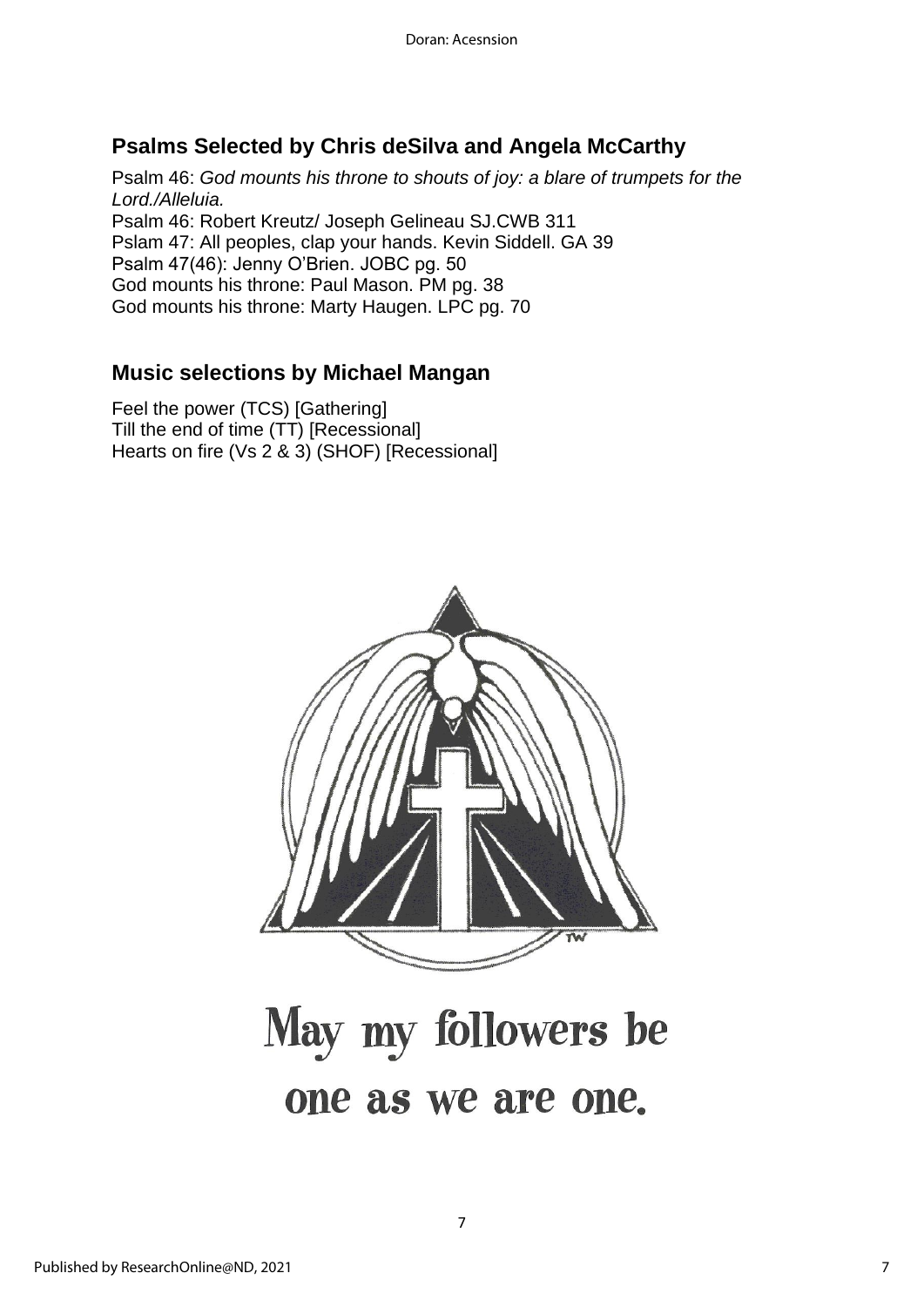## Psalms Selected by Chris deSilva and Angela McCarthy

Psalm 46: *God mounts his throne to shouts of joy: a blare of trumpets for the Lord./Alleluia.*
Psalm 46: Robert Kreutz/ Joseph Gelineau SJ.CWB 311
Pslam 47: All peoples, clap your hands. Kevin Siddell. GA 39
Psalm 47(46): Jenny O'Brien. JOBC pg. 50
God mounts his throne: Paul Mason. PM pg. 38
God mounts his throne: Marty Haugen. LPC pg. 70

## Music selections by Michael Mangan

Feel the power (TCS) [Gathering]
Till the end of time (TT) [Recessional]
Hearts on fire (Vs 2 & 3) (SHOF) [Recessional]

May my followers be
one as we are one.